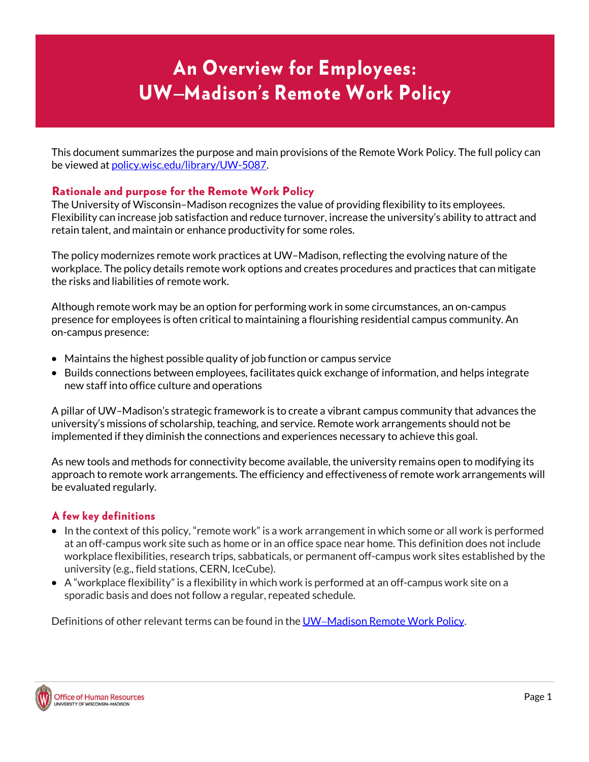# An Overview for Employees: UW–Madison's Remote Work Policy

This document summarizes the purpose and main provisions of the Remote Work Policy. The full policy can be viewed at [policy.wisc.edu/library/UW-5087](policy.wisc.edu/library/UW-5087).

## Rationale and purpose for the Remote Work Policy

The University of Wisconsin–Madison recognizes the value of providing flexibility to its employees. Flexibility can increase job satisfaction and reduce turnover, increase the university's ability to attract and retain talent, and maintain or enhance productivity for some roles.

The policy modernizes remote work practices at UW–Madison, reflecting the evolving nature of the workplace. The policy details remote work options and creates procedures and practices that can mitigate the risks and liabilities of remote work.

Although remote work may be an option for performing work in some circumstances, an on-campus presence for employees is often critical to maintaining a flourishing residential campus community. An on-campus presence:

- Maintains the highest possible quality of job function or campus service
- Builds connections between employees, facilitates quick exchange of information, and helps integrate new staff into office culture and operations

A pillar of UW–Madison's strategic framework is to create a vibrant campus community that advances the university's missions of scholarship, teaching, and service. Remote work arrangements should not be implemented if they diminish the connections and experiences necessary to achieve this goal.

As new tools and methods for connectivity become available, the university remains open to modifying its approach to remote work arrangements. The efficiency and effectiveness of remote work arrangements will be evaluated regularly.

## A few key definitions

- In the context of this policy, "remote work" is a work arrangement in which some or all work is performed at an off-campus work site such as home or in an office space near home. This definition does not include workplace flexibilities, research trips, sabbaticals, or permanent off-campus work sites established by the university (e.g., field stations, CERN, IceCube).
- A "workplace flexibility" is a flexibility in which work is performed at an off-campus work site on a sporadic basis and does not follow a regular, repeated schedule.

Definitions of other relevant terms can be found in the UW–Madison Remote Work Policy.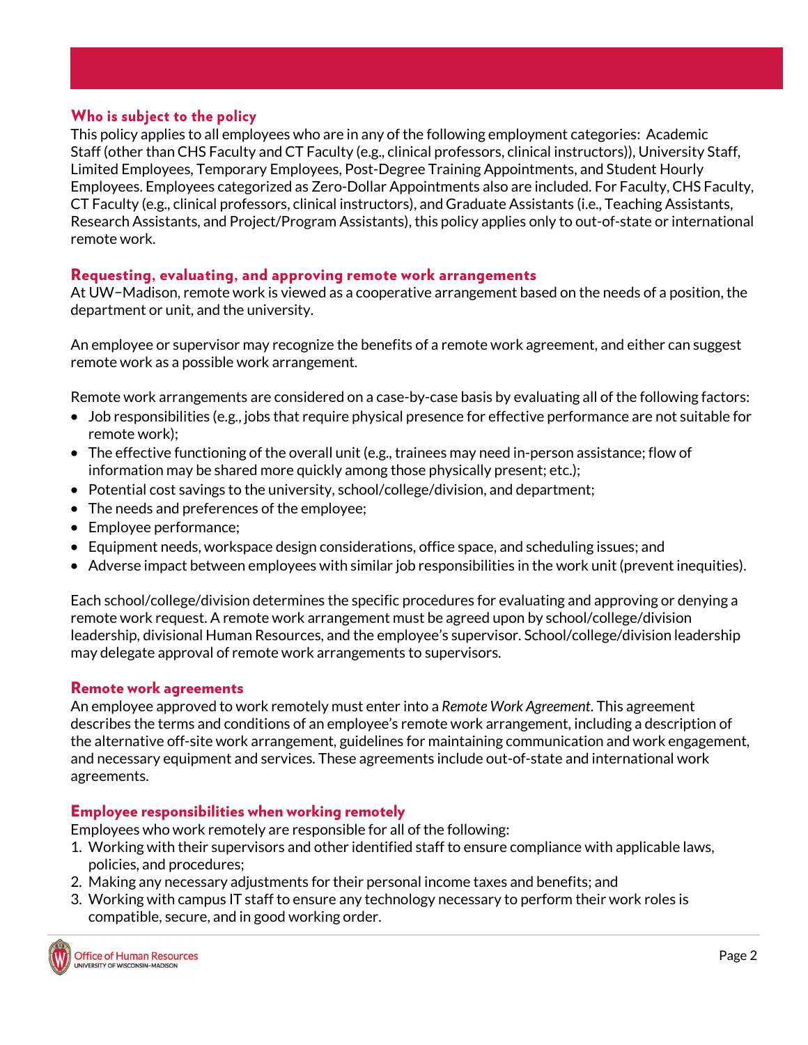## Who is subject to the policy

This policy applies to all employees who are in any of the following employment categories: Academic Staff (other than CHS Faculty and CT Faculty (e.g., clinical professors, clinical instructors)), University Staff, Limited Employees, Temporary Employees, Post-Degree Training Appointments, and Student Hourly Employees. Employees categorized as Zero-Dollar Appointments also are included. For Faculty, CHS Faculty, CT Faculty (e.g., clinical professors, clinical instructors), and Graduate Assistants (i.e., Teaching Assistants, Research Assistants, and Project/Program Assistants), this policy applies only to out-of-state or international remote work.

## Requesting, evaluating, and approving remote work arrangements

At UW–Madison, remote work is viewed as a cooperative arrangement based on the needs of a position, the department or unit, and the university.

An employee or supervisor may recognize the benefits of a remote work agreement, and either can suggest remote work as a possible work arrangement.

Remote work arrangements are considered on a case-by-case basis by evaluating all of the following factors:

- Job responsibilities (e.g., jobs that require physical presence for effective performance are not suitable for remote work);
- The effective functioning of the overall unit (e.g., trainees may need in-person assistance; flow of information may be shared more quickly among those physically present; etc.);
- Potential cost savings to the university, school/college/division, and department;
- The needs and preferences of the employee;
- Employee performance;
- Equipment needs, workspace design considerations, office space, and scheduling issues; and
- Adverse impact between employees with similar job responsibilities in the work unit (prevent inequities).

Each school/college/division determines the specific procedures for evaluating and approving or denying a remote work request. A remote work arrangement must be agreed upon by school/college/division leadership, divisional Human Resources, and the employee's supervisor. School/college/division leadership may delegate approval of remote work arrangements to supervisors.

## Remote work agreements

An employee approved to work remotely must enter into a *Remote Work Agreement*. This agreement describes the terms and conditions of an employee's remote work arrangement, including a description of the alternative off-site work arrangement, guidelines for maintaining communication and work engagement, and necessary equipment and services. These agreements include out-of-state and international work agreements.

## Employee responsibilities when working remotely

Employees who work remotely are responsible for all of the following:

1. Working with their supervisors and other identified staff to ensure compliance with applicable laws, policies, and procedures;
2. Making any necessary adjustments for their personal income taxes and benefits; and
3. Working with campus IT staff to ensure any technology necessary to perform their work roles is compatible, secure, and in good working order.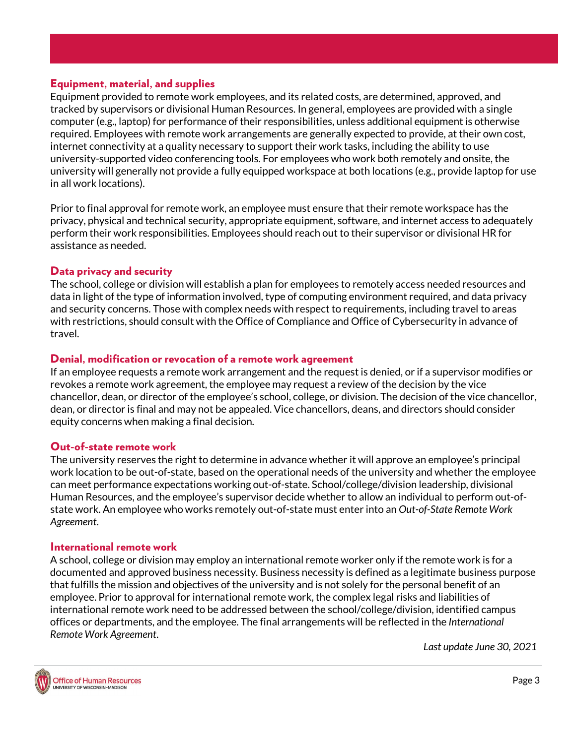### Equipment, material, and supplies

Equipment provided to remote work employees, and its related costs, are determined, approved, and tracked by supervisors or divisional Human Resources. In general, employees are provided with a single computer (e.g., laptop) for performance of their responsibilities, unless additional equipment is otherwise required. Employees with remote work arrangements are generally expected to provide, at their own cost, internet connectivity at a quality necessary to support their work tasks, including the ability to use university-supported video conferencing tools. For employees who work both remotely and onsite, the university will generally not provide a fully equipped workspace at both locations (e.g., provide laptop for use in all work locations).

Prior to final approval for remote work, an employee must ensure that their remote workspace has the privacy, physical and technical security, appropriate equipment, software, and internet access to adequately perform their work responsibilities. Employees should reach out to their supervisor or divisional HR for assistance as needed.

### Data privacy and security

The school, college or division will establish a plan for employees to remotely access needed resources and data in light of the type of information involved, type of computing environment required, and data privacy and security concerns. Those with complex needs with respect to requirements, including travel to areas with restrictions, should consult with the Office of Compliance and Office of Cybersecurity in advance of travel.

### Denial, modification or revocation of a remote work agreement

If an employee requests a remote work arrangement and the request is denied, or if a supervisor modifies or revokes a remote work agreement, the employee may request a review of the decision by the vice chancellor, dean, or director of the employee's school, college, or division. The decision of the vice chancellor, dean, or director is final and may not be appealed. Vice chancellors, deans, and directors should consider equity concerns when making a final decision.

### Out-of-state remote work

The university reserves the right to determine in advance whether it will approve an employee's principal work location to be out-of-state, based on the operational needs of the university and whether the employee can meet performance expectations working out-of-state. School/college/division leadership, divisional Human Resources, and the employee's supervisor decide whether to allow an individual to perform out-of-state work. An employee who works remotely out-of-state must enter into an *Out-of-State Remote Work Agreement*.

### International remote work

A school, college or division may employ an international remote worker only if the remote work is for a documented and approved business necessity. Business necessity is defined as a legitimate business purpose that fulfills the mission and objectives of the university and is not solely for the personal benefit of an employee. Prior to approval for international remote work, the complex legal risks and liabilities of international remote work need to be addressed between the school/college/division, identified campus offices or departments, and the employee. The final arrangements will be reflected in the *International Remote Work Agreement*.

*Last update June 30, 2021*